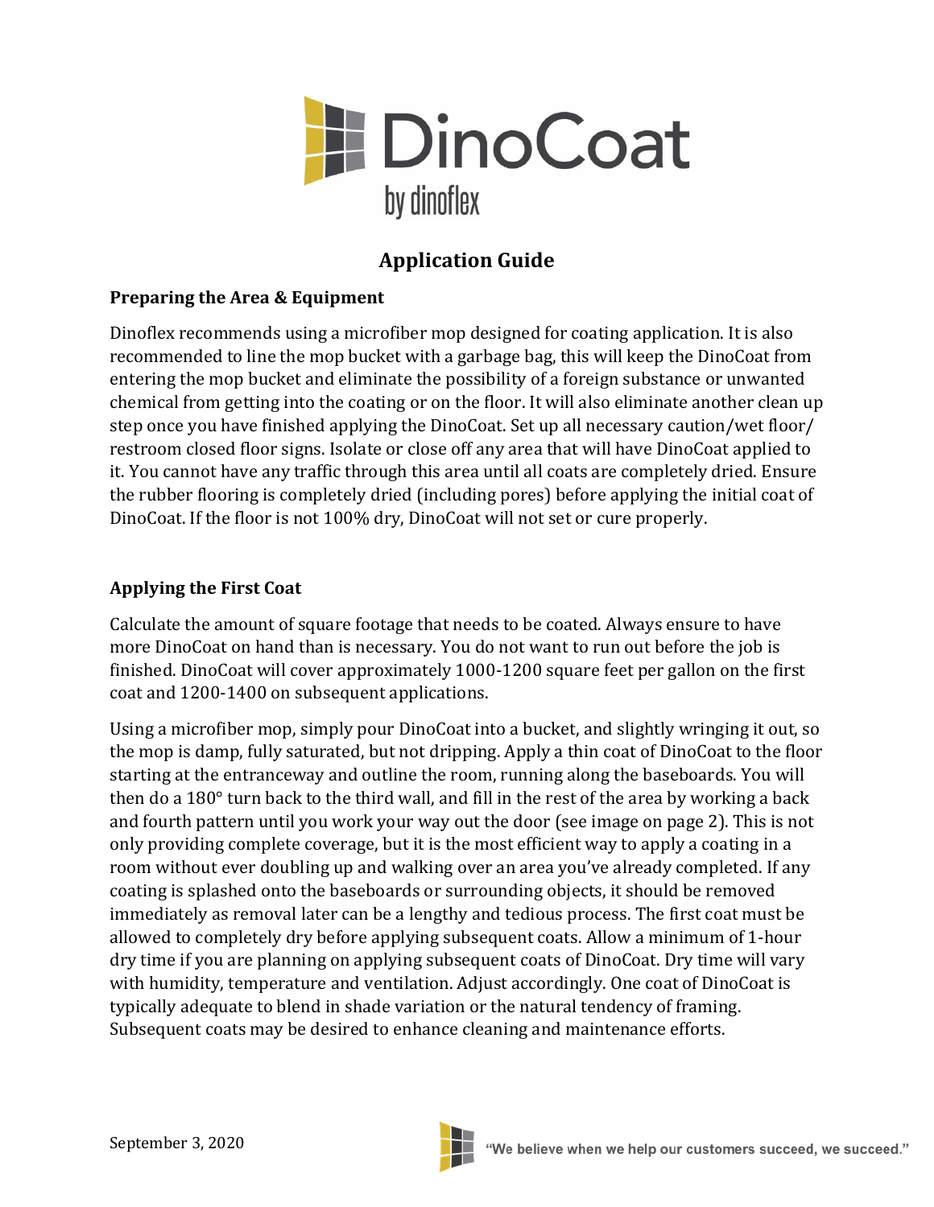# DinoCoat

by dinoflex

## Application Guide

### Preparing the Area & Equipment

Dinoflex recommends using a microfiber mop designed for coating application. It is also recommended to line the mop bucket with a garbage bag, this will keep the DinoCoat from entering the mop bucket and eliminate the possibility of a foreign substance or unwanted chemical from getting into the coating or on the floor. It will also eliminate another clean up step once you have finished applying the DinoCoat. Set up all necessary caution/wet floor/ restroom closed floor signs. Isolate or close off any area that will have DinoCoat applied to it. You cannot have any traffic through this area until all coats are completely dried. Ensure the rubber flooring is completely dried (including pores) before applying the initial coat of DinoCoat. If the floor is not 100% dry, DinoCoat will not set or cure properly.

### Applying the First Coat

Calculate the amount of square footage that needs to be coated. Always ensure to have more DinoCoat on hand than is necessary. You do not want to run out before the job is finished. DinoCoat will cover approximately 1000-1200 square feet per gallon on the first coat and 1200-1400 on subsequent applications.

Using a microfiber mop, simply pour DinoCoat into a bucket, and slightly wringing it out, so the mop is damp, fully saturated, but not dripping. Apply a thin coat of DinoCoat to the floor starting at the entranceway and outline the room, running along the baseboards. You will then do a 180° turn back to the third wall, and fill in the rest of the area by working a back and fourth pattern until you work your way out the door (see image on page 2). This is not only providing complete coverage, but it is the most efficient way to apply a coating in a room without ever doubling up and walking over an area you've already completed. If any coating is splashed onto the baseboards or surrounding objects, it should be removed immediately as removal later can be a lengthy and tedious process. The first coat must be allowed to completely dry before applying subsequent coats. Allow a minimum of 1-hour dry time if you are planning on applying subsequent coats of DinoCoat. Dry time will vary with humidity, temperature and ventilation. Adjust accordingly. One coat of DinoCoat is typically adequate to blend in shade variation or the natural tendency of framing. Subsequent coats may be desired to enhance cleaning and maintenance efforts.

September 3, 2020

"We believe when we help our customers succeed, we succeed."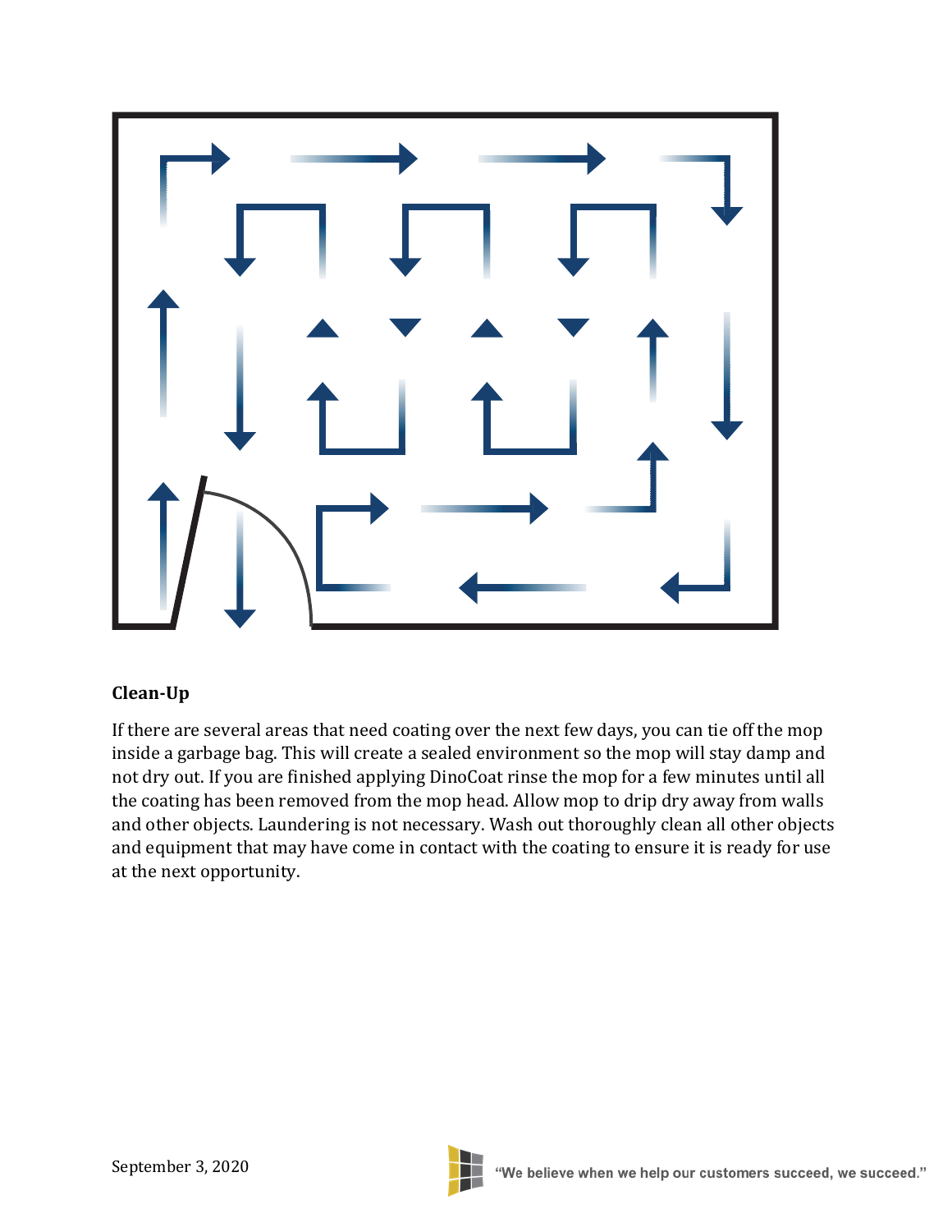## Clean-Up

If there are several areas that need coating over the next few days, you can tie off the mop inside a garbage bag. This will create a sealed environment so the mop will stay damp and not dry out. If you are finished applying DinoCoat rinse the mop for a few minutes until all the coating has been removed from the mop head. Allow mop to drip dry away from walls and other objects. Laundering is not necessary. Wash out thoroughly clean all other objects and equipment that may have come in contact with the coating to ensure it is ready for use at the next opportunity.